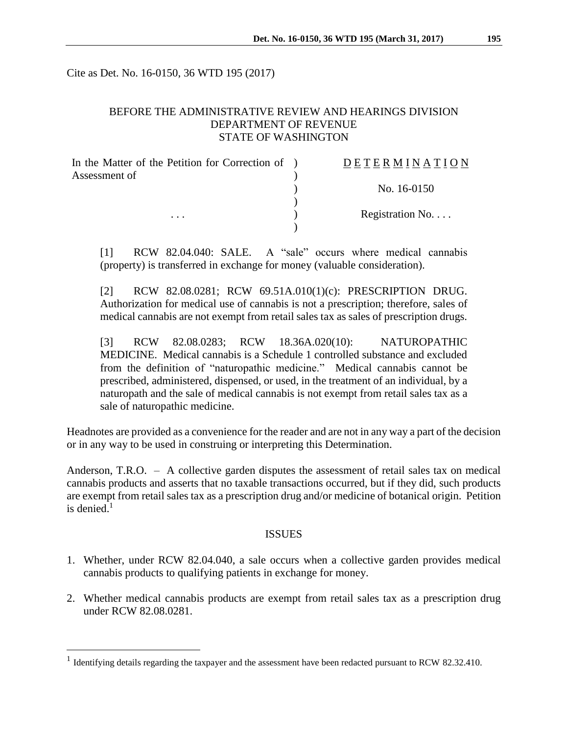Cite as Det. No. 16-0150, 36 WTD 195 (2017)

BEFORE THE ADMINISTRATIVE REVIEW AND HEARINGS DIVISION
DEPARTMENT OF REVENUE
STATE OF WASHINGTON

| | | |
|---|---|---|
| In the Matter of the Petition for Correction of Assessment of | ) | D E T E R M I N A T I O N |
| | ) | No. 16-0150 |
| . . . | ) | Registration No. . . . |

[1] RCW 82.04.040: SALE. A "sale" occurs where medical cannabis (property) is transferred in exchange for money (valuable consideration).

[2] RCW 82.08.0281; RCW 69.51A.010(1)(c): PRESCRIPTION DRUG. Authorization for medical use of cannabis is not a prescription; therefore, sales of medical cannabis are not exempt from retail sales tax as sales of prescription drugs.

[3] RCW 82.08.0283; RCW 18.36A.020(10): NATUROPATHIC MEDICINE. Medical cannabis is a Schedule 1 controlled substance and excluded from the definition of "naturopathic medicine." Medical cannabis cannot be prescribed, administered, dispensed, or used, in the treatment of an individual, by a naturopath and the sale of medical cannabis is not exempt from retail sales tax as a sale of naturopathic medicine.

Headnotes are provided as a convenience for the reader and are not in any way a part of the decision or in any way to be used in construing or interpreting this Determination.

Anderson, T.R.O. – A collective garden disputes the assessment of retail sales tax on medical cannabis products and asserts that no taxable transactions occurred, but if they did, such products are exempt from retail sales tax as a prescription drug and/or medicine of botanical origin. Petition is denied.[1]

## ISSUES

1. Whether, under RCW 82.04.040, a sale occurs when a collective garden provides medical cannabis products to qualifying patients in exchange for money.
2. Whether medical cannabis products are exempt from retail sales tax as a prescription drug under RCW 82.08.0281.

[1] Identifying details regarding the taxpayer and the assessment have been redacted pursuant to RCW 82.32.410.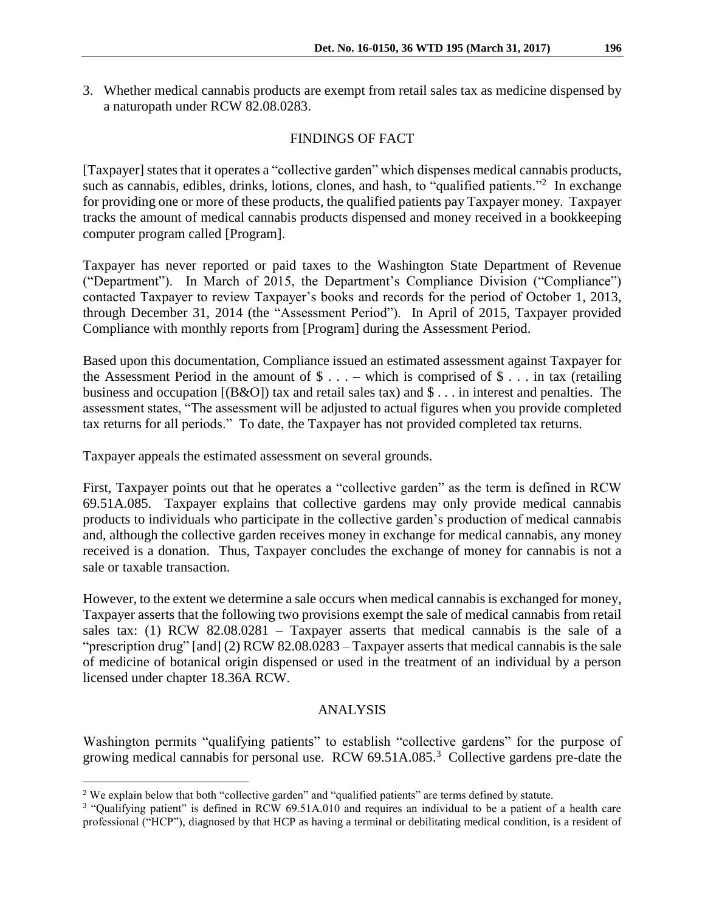3. Whether medical cannabis products are exempt from retail sales tax as medicine dispensed by a naturopath under RCW 82.08.0283.

## FINDINGS OF FACT

[Taxpayer] states that it operates a "collective garden" which dispenses medical cannabis products, such as cannabis, edibles, drinks, lotions, clones, and hash, to "qualified patients."[2] In exchange for providing one or more of these products, the qualified patients pay Taxpayer money. Taxpayer tracks the amount of medical cannabis products dispensed and money received in a bookkeeping computer program called [Program].

Taxpayer has never reported or paid taxes to the Washington State Department of Revenue ("Department"). In March of 2015, the Department's Compliance Division ("Compliance") contacted Taxpayer to review Taxpayer's books and records for the period of October 1, 2013, through December 31, 2014 (the "Assessment Period"). In April of 2015, Taxpayer provided Compliance with monthly reports from [Program] during the Assessment Period.

Based upon this documentation, Compliance issued an estimated assessment against Taxpayer for the Assessment Period in the amount of $ . . . – which is comprised of $ . . . in tax (retailing business and occupation [(B&O)] tax and retail sales tax) and $ . . . in interest and penalties. The assessment states, "The assessment will be adjusted to actual figures when you provide completed tax returns for all periods." To date, the Taxpayer has not provided completed tax returns.

Taxpayer appeals the estimated assessment on several grounds.

First, Taxpayer points out that he operates a "collective garden" as the term is defined in RCW 69.51A.085. Taxpayer explains that collective gardens may only provide medical cannabis products to individuals who participate in the collective garden's production of medical cannabis and, although the collective garden receives money in exchange for medical cannabis, any money received is a donation. Thus, Taxpayer concludes the exchange of money for cannabis is not a sale or taxable transaction.

However, to the extent we determine a sale occurs when medical cannabis is exchanged for money, Taxpayer asserts that the following two provisions exempt the sale of medical cannabis from retail sales tax: (1) RCW 82.08.0281 – Taxpayer asserts that medical cannabis is the sale of a "prescription drug" [and] (2) RCW 82.08.0283 – Taxpayer asserts that medical cannabis is the sale of medicine of botanical origin dispensed or used in the treatment of an individual by a person licensed under chapter 18.36A RCW.

## ANALYSIS

Washington permits "qualifying patients" to establish "collective gardens" for the purpose of growing medical cannabis for personal use. RCW 69.51A.085.[3] Collective gardens pre-date the

---

[2] We explain below that both "collective garden" and "qualified patients" are terms defined by statute.

[3] "Qualifying patient" is defined in RCW 69.51A.010 and requires an individual to be a patient of a health care professional ("HCP"), diagnosed by that HCP as having a terminal or debilitating medical condition, is a resident of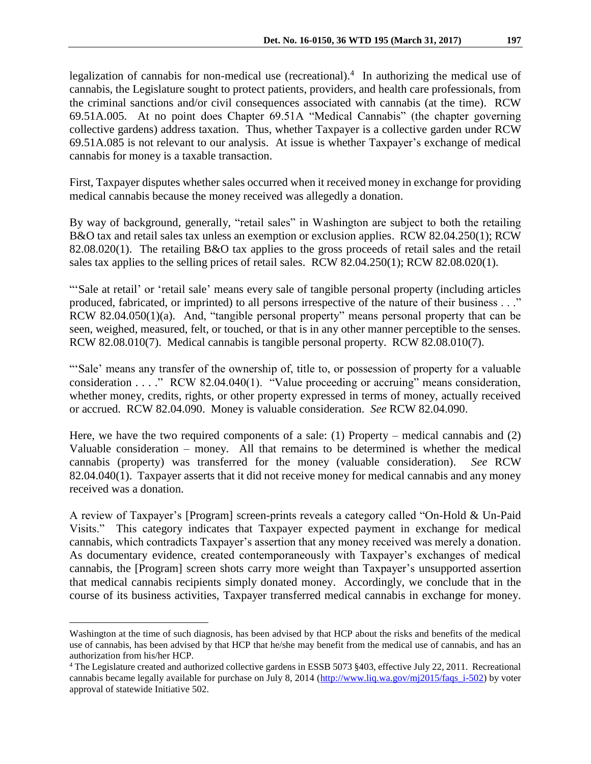legalization of cannabis for non-medical use (recreational).[4] In authorizing the medical use of cannabis, the Legislature sought to protect patients, providers, and health care professionals, from the criminal sanctions and/or civil consequences associated with cannabis (at the time). RCW 69.51A.005. At no point does Chapter 69.51A "Medical Cannabis" (the chapter governing collective gardens) address taxation. Thus, whether Taxpayer is a collective garden under RCW 69.51A.085 is not relevant to our analysis. At issue is whether Taxpayer's exchange of medical cannabis for money is a taxable transaction.

First, Taxpayer disputes whether sales occurred when it received money in exchange for providing medical cannabis because the money received was allegedly a donation.

By way of background, generally, "retail sales" in Washington are subject to both the retailing B&O tax and retail sales tax unless an exemption or exclusion applies. RCW 82.04.250(1); RCW 82.08.020(1). The retailing B&O tax applies to the gross proceeds of retail sales and the retail sales tax applies to the selling prices of retail sales. RCW 82.04.250(1); RCW 82.08.020(1).

"'Sale at retail' or 'retail sale' means every sale of tangible personal property (including articles produced, fabricated, or imprinted) to all persons irrespective of the nature of their business . . ." RCW 82.04.050(1)(a). And, "tangible personal property" means personal property that can be seen, weighed, measured, felt, or touched, or that is in any other manner perceptible to the senses. RCW 82.08.010(7). Medical cannabis is tangible personal property. RCW 82.08.010(7).

"'Sale' means any transfer of the ownership of, title to, or possession of property for a valuable consideration . . . ." RCW 82.04.040(1). "Value proceeding or accruing" means consideration, whether money, credits, rights, or other property expressed in terms of money, actually received or accrued. RCW 82.04.090. Money is valuable consideration. *See* RCW 82.04.090.

Here, we have the two required components of a sale: (1) Property – medical cannabis and (2) Valuable consideration – money. All that remains to be determined is whether the medical cannabis (property) was transferred for the money (valuable consideration). *See* RCW 82.04.040(1). Taxpayer asserts that it did not receive money for medical cannabis and any money received was a donation.

A review of Taxpayer's [Program] screen-prints reveals a category called "On-Hold & Un-Paid Visits." This category indicates that Taxpayer expected payment in exchange for medical cannabis, which contradicts Taxpayer's assertion that any money received was merely a donation. As documentary evidence, created contemporaneously with Taxpayer's exchanges of medical cannabis, the [Program] screen shots carry more weight than Taxpayer's unsupported assertion that medical cannabis recipients simply donated money. Accordingly, we conclude that in the course of its business activities, Taxpayer transferred medical cannabis in exchange for money.

---

Washington at the time of such diagnosis, has been advised by that HCP about the risks and benefits of the medical use of cannabis, has been advised by that HCP that he/she may benefit from the medical use of cannabis, and has an authorization from his/her HCP.

[4] The Legislature created and authorized collective gardens in ESSB 5073 §403, effective July 22, 2011. Recreational cannabis became legally available for purchase on July 8, 2014 (http://www.liq.wa.gov/mj2015/faqs_i-502) by voter approval of statewide Initiative 502.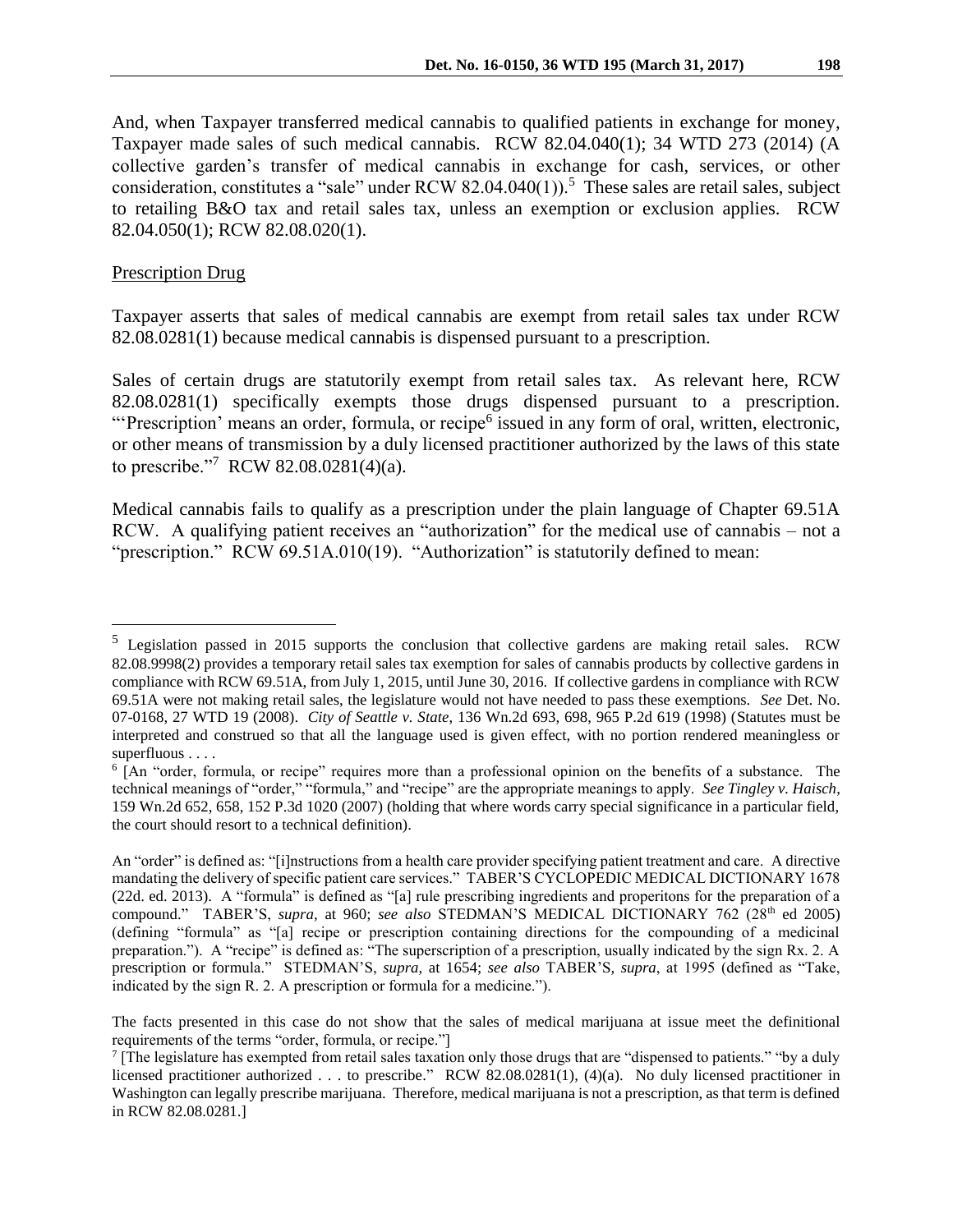And, when Taxpayer transferred medical cannabis to qualified patients in exchange for money, Taxpayer made sales of such medical cannabis. RCW 82.04.040(1); 34 WTD 273 (2014) (A collective garden's transfer of medical cannabis in exchange for cash, services, or other consideration, constitutes a "sale" under RCW 82.04.040(1)).[5] These sales are retail sales, subject to retailing B&O tax and retail sales tax, unless an exemption or exclusion applies. RCW 82.04.050(1); RCW 82.08.020(1).

Prescription Drug

Taxpayer asserts that sales of medical cannabis are exempt from retail sales tax under RCW 82.08.0281(1) because medical cannabis is dispensed pursuant to a prescription.

Sales of certain drugs are statutorily exempt from retail sales tax. As relevant here, RCW 82.08.0281(1) specifically exempts those drugs dispensed pursuant to a prescription. "'Prescription' means an order, formula, or recipe[6] issued in any form of oral, written, electronic, or other means of transmission by a duly licensed practitioner authorized by the laws of this state to prescribe."[7] RCW 82.08.0281(4)(a).

Medical cannabis fails to qualify as a prescription under the plain language of Chapter 69.51A RCW. A qualifying patient receives an "authorization" for the medical use of cannabis – not a "prescription." RCW 69.51A.010(19). "Authorization" is statutorily defined to mean:

---

[5] Legislation passed in 2015 supports the conclusion that collective gardens are making retail sales. RCW 82.08.9998(2) provides a temporary retail sales tax exemption for sales of cannabis products by collective gardens in compliance with RCW 69.51A, from July 1, 2015, until June 30, 2016. If collective gardens in compliance with RCW 69.51A were not making retail sales, the legislature would not have needed to pass these exemptions. *See* Det. No. 07-0168, 27 WTD 19 (2008). *City of Seattle v. State*, 136 Wn.2d 693, 698, 965 P.2d 619 (1998) (Statutes must be interpreted and construed so that all the language used is given effect, with no portion rendered meaningless or superfluous . . . .

[6] [An "order, formula, or recipe" requires more than a professional opinion on the benefits of a substance. The technical meanings of "order," "formula," and "recipe" are the appropriate meanings to apply. *See Tingley v. Haisch*, 159 Wn.2d 652, 658, 152 P.3d 1020 (2007) (holding that where words carry special significance in a particular field, the court should resort to a technical definition).

An "order" is defined as: "[i]nstructions from a health care provider specifying patient treatment and care. A directive mandating the delivery of specific patient care services." TABER'S CYCLOPEDIC MEDICAL DICTIONARY 1678 (22d. ed. 2013). A "formula" is defined as "[a] rule prescribing ingredients and properitons for the preparation of a compound." TABER'S, *supra*, at 960; *see also* STEDMAN'S MEDICAL DICTIONARY 762 (28th ed 2005) (defining "formula" as "[a] recipe or prescription containing directions for the compounding of a medicinal preparation."). A "recipe" is defined as: "The superscription of a prescription, usually indicated by the sign Rx. 2. A prescription or formula." STEDMAN'S, *supra*, at 1654; *see also* TABER'S, *supra*, at 1995 (defined as "Take, indicated by the sign R. 2. A prescription or formula for a medicine.").

The facts presented in this case do not show that the sales of medical marijuana at issue meet the definitional requirements of the terms "order, formula, or recipe."]

[7] [The legislature has exempted from retail sales taxation only those drugs that are "dispensed to patients." "by a duly licensed practitioner authorized . . . to prescribe." RCW 82.08.0281(1), (4)(a). No duly licensed practitioner in Washington can legally prescribe marijuana. Therefore, medical marijuana is not a prescription, as that term is defined in RCW 82.08.0281.]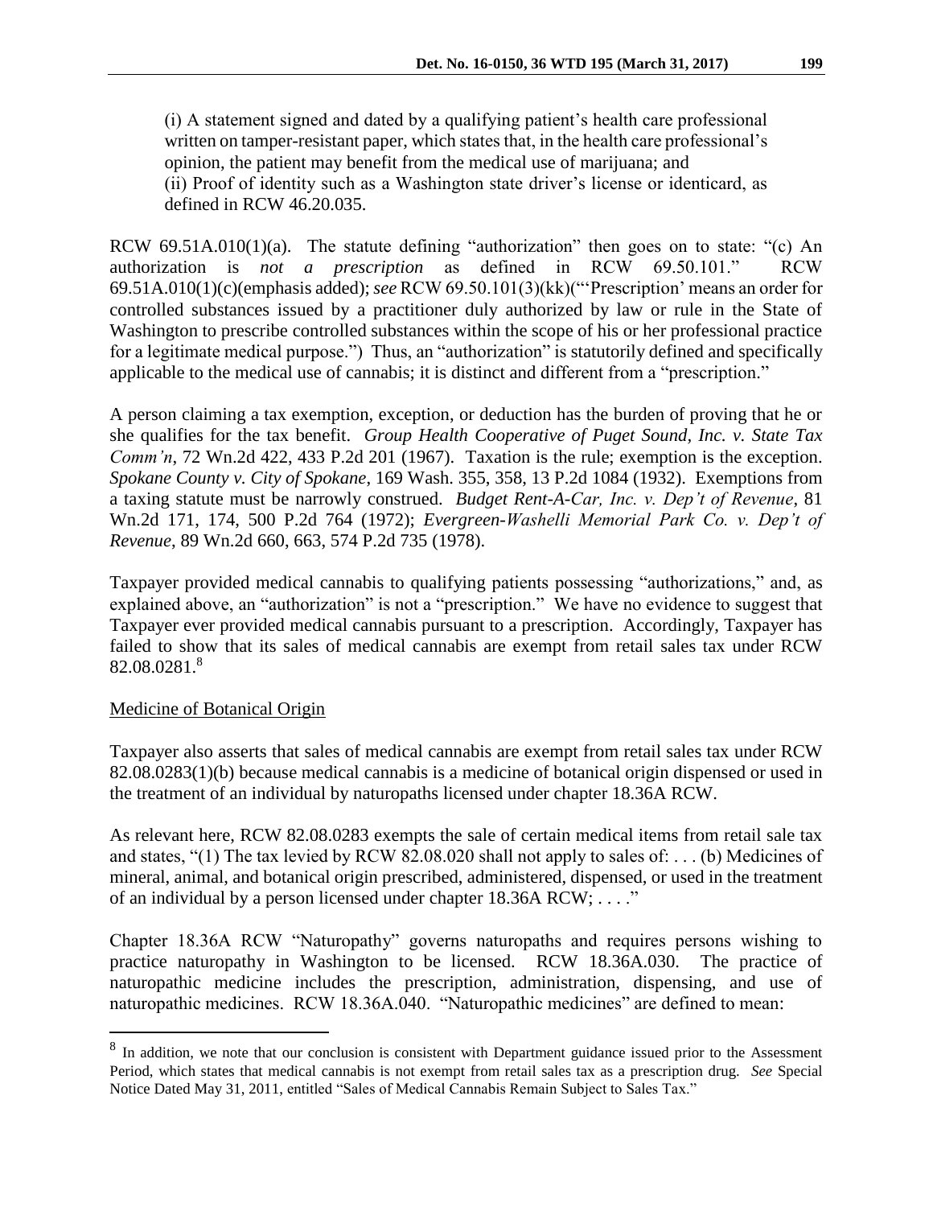(i) A statement signed and dated by a qualifying patient's health care professional written on tamper-resistant paper, which states that, in the health care professional's opinion, the patient may benefit from the medical use of marijuana; and
(ii) Proof of identity such as a Washington state driver's license or identicard, as defined in RCW 46.20.035.

RCW 69.51A.010(1)(a). The statute defining "authorization" then goes on to state: "(c) An authorization is *not a prescription* as defined in RCW 69.50.101." RCW 69.51A.010(1)(c)(emphasis added); *see* RCW 69.50.101(3)(kk)("'Prescription' means an order for controlled substances issued by a practitioner duly authorized by law or rule in the State of Washington to prescribe controlled substances within the scope of his or her professional practice for a legitimate medical purpose.") Thus, an "authorization" is statutorily defined and specifically applicable to the medical use of cannabis; it is distinct and different from a "prescription."

A person claiming a tax exemption, exception, or deduction has the burden of proving that he or she qualifies for the tax benefit. *Group Health Cooperative of Puget Sound, Inc. v. State Tax Comm'n*, 72 Wn.2d 422, 433 P.2d 201 (1967). Taxation is the rule; exemption is the exception. *Spokane County v. City of Spokane*, 169 Wash. 355, 358, 13 P.2d 1084 (1932). Exemptions from a taxing statute must be narrowly construed. *Budget Rent-A-Car, Inc. v. Dep't of Revenue*, 81 Wn.2d 171, 174, 500 P.2d 764 (1972); *Evergreen-Washelli Memorial Park Co. v. Dep't of Revenue*, 89 Wn.2d 660, 663, 574 P.2d 735 (1978).

Taxpayer provided medical cannabis to qualifying patients possessing "authorizations," and, as explained above, an "authorization" is not a "prescription." We have no evidence to suggest that Taxpayer ever provided medical cannabis pursuant to a prescription. Accordingly, Taxpayer has failed to show that its sales of medical cannabis are exempt from retail sales tax under RCW 82.08.0281.[8]

Medicine of Botanical Origin

Taxpayer also asserts that sales of medical cannabis are exempt from retail sales tax under RCW 82.08.0283(1)(b) because medical cannabis is a medicine of botanical origin dispensed or used in the treatment of an individual by naturopaths licensed under chapter 18.36A RCW.

As relevant here, RCW 82.08.0283 exempts the sale of certain medical items from retail sale tax and states, "(1) The tax levied by RCW 82.08.020 shall not apply to sales of: . . . (b) Medicines of mineral, animal, and botanical origin prescribed, administered, dispensed, or used in the treatment of an individual by a person licensed under chapter 18.36A RCW; . . . ."

Chapter 18.36A RCW "Naturopathy" governs naturopaths and requires persons wishing to practice naturopathy in Washington to be licensed. RCW 18.36A.030. The practice of naturopathic medicine includes the prescription, administration, dispensing, and use of naturopathic medicines. RCW 18.36A.040. "Naturopathic medicines" are defined to mean:

---

[8] In addition, we note that our conclusion is consistent with Department guidance issued prior to the Assessment Period, which states that medical cannabis is not exempt from retail sales tax as a prescription drug. *See* Special Notice Dated May 31, 2011, entitled "Sales of Medical Cannabis Remain Subject to Sales Tax."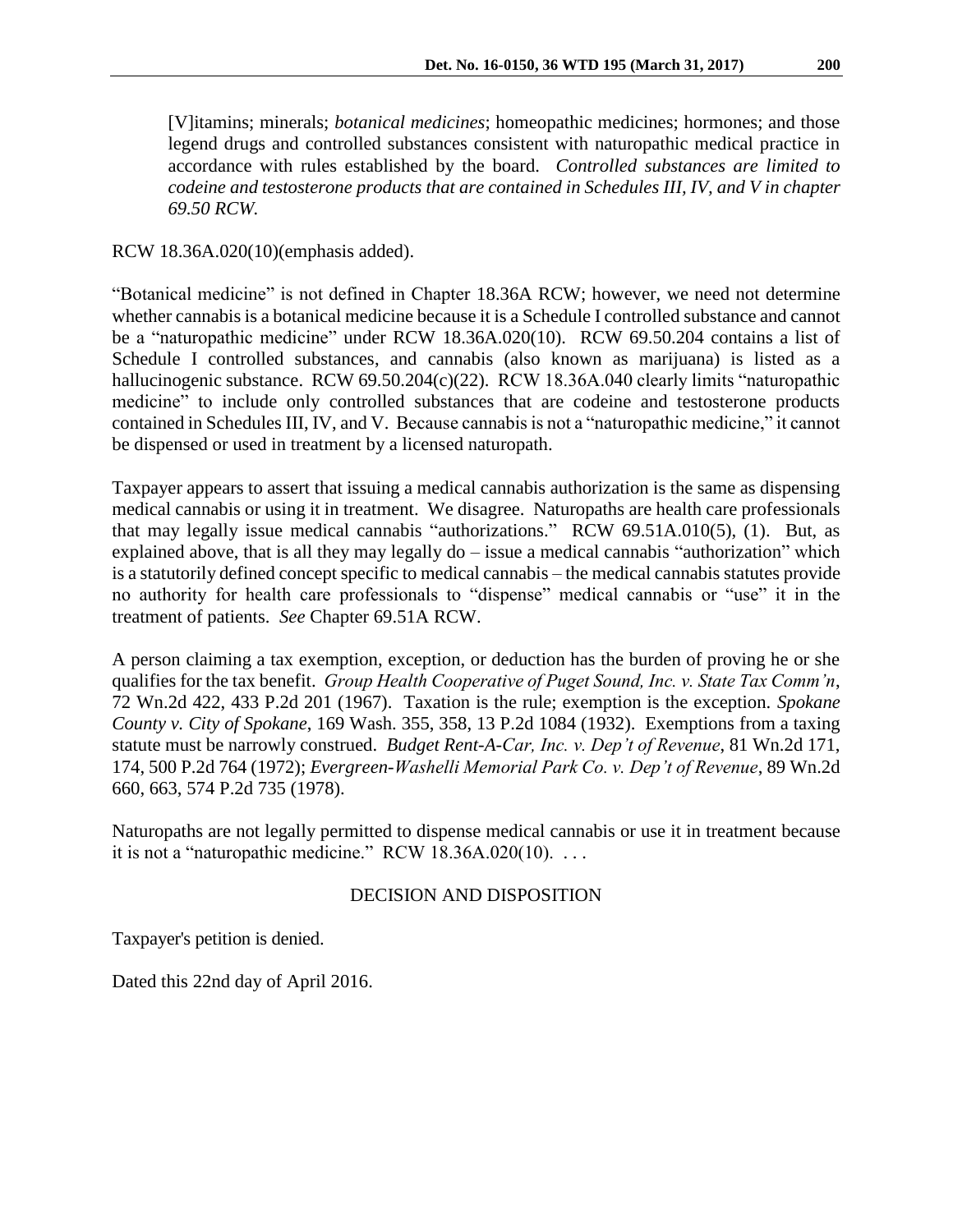> [V]itamins; minerals; *botanical medicines*; homeopathic medicines; hormones; and those legend drugs and controlled substances consistent with naturopathic medical practice in accordance with rules established by the board. *Controlled substances are limited to codeine and testosterone products that are contained in Schedules III, IV, and V in chapter 69.50 RCW.*

RCW 18.36A.020(10)(emphasis added).

"Botanical medicine" is not defined in Chapter 18.36A RCW; however, we need not determine whether cannabis is a botanical medicine because it is a Schedule I controlled substance and cannot be a "naturopathic medicine" under RCW 18.36A.020(10). RCW 69.50.204 contains a list of Schedule I controlled substances, and cannabis (also known as marijuana) is listed as a hallucinogenic substance. RCW 69.50.204(c)(22). RCW 18.36A.040 clearly limits "naturopathic medicine" to include only controlled substances that are codeine and testosterone products contained in Schedules III, IV, and V. Because cannabis is not a "naturopathic medicine," it cannot be dispensed or used in treatment by a licensed naturopath.

Taxpayer appears to assert that issuing a medical cannabis authorization is the same as dispensing medical cannabis or using it in treatment. We disagree. Naturopaths are health care professionals that may legally issue medical cannabis "authorizations." RCW 69.51A.010(5), (1). But, as explained above, that is all they may legally do – issue a medical cannabis "authorization" which is a statutorily defined concept specific to medical cannabis – the medical cannabis statutes provide no authority for health care professionals to "dispense" medical cannabis or "use" it in the treatment of patients. *See* Chapter 69.51A RCW.

A person claiming a tax exemption, exception, or deduction has the burden of proving he or she qualifies for the tax benefit. *Group Health Cooperative of Puget Sound, Inc. v. State Tax Comm'n*, 72 Wn.2d 422, 433 P.2d 201 (1967). Taxation is the rule; exemption is the exception. *Spokane County v. City of Spokane*, 169 Wash. 355, 358, 13 P.2d 1084 (1932). Exemptions from a taxing statute must be narrowly construed. *Budget Rent-A-Car, Inc. v. Dep't of Revenue*, 81 Wn.2d 171, 174, 500 P.2d 764 (1972); *Evergreen-Washelli Memorial Park Co. v. Dep't of Revenue*, 89 Wn.2d 660, 663, 574 P.2d 735 (1978).

Naturopaths are not legally permitted to dispense medical cannabis or use it in treatment because it is not a "naturopathic medicine." RCW 18.36A.020(10). . . .

## DECISION AND DISPOSITION

Taxpayer's petition is denied.

Dated this 22nd day of April 2016.